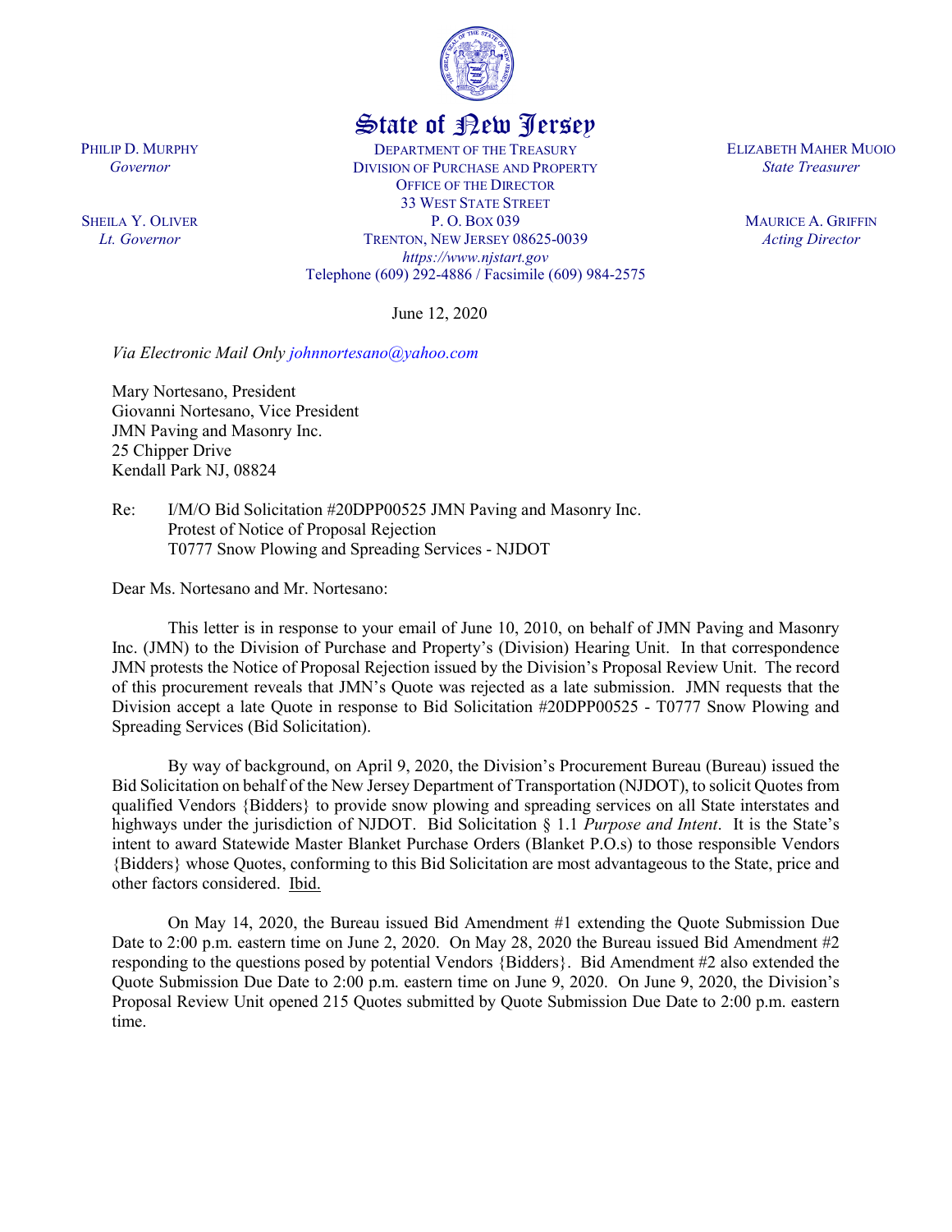# State of New Jersey

PHILIP D. MURPHY
*Governor*

SHEILA Y. OLIVER
*Lt. Governor*

DEPARTMENT OF THE TREASURY
DIVISION OF PURCHASE AND PROPERTY
OFFICE OF THE DIRECTOR
33 WEST STATE STREET
P. O. BOX 039
TRENTON, NEW JERSEY 08625-0039
*https://www.njstart.gov*
Telephone (609) 292-4886 / Facsimile (609) 984-2575

ELIZABETH MAHER MUOIO
*State Treasurer*

MAURICE A. GRIFFIN
*Acting Director*

June 12, 2020

*Via Electronic Mail Only johnnortesano@yahoo.com*

Mary Nortesano, President
Giovanni Nortesano, Vice President
JMN Paving and Masonry Inc.
25 Chipper Drive
Kendall Park NJ, 08824

Re: I/M/O Bid Solicitation #20DPP00525 JMN Paving and Masonry Inc.
Protest of Notice of Proposal Rejection
T0777 Snow Plowing and Spreading Services - NJDOT

Dear Ms. Nortesano and Mr. Nortesano:

This letter is in response to your email of June 10, 2010, on behalf of JMN Paving and Masonry Inc. (JMN) to the Division of Purchase and Property's (Division) Hearing Unit. In that correspondence JMN protests the Notice of Proposal Rejection issued by the Division's Proposal Review Unit. The record of this procurement reveals that JMN's Quote was rejected as a late submission. JMN requests that the Division accept a late Quote in response to Bid Solicitation #20DPP00525 - T0777 Snow Plowing and Spreading Services (Bid Solicitation).

By way of background, on April 9, 2020, the Division's Procurement Bureau (Bureau) issued the Bid Solicitation on behalf of the New Jersey Department of Transportation (NJDOT), to solicit Quotes from qualified Vendors {Bidders} to provide snow plowing and spreading services on all State interstates and highways under the jurisdiction of NJDOT. Bid Solicitation § 1.1 *Purpose and Intent*. It is the State's intent to award Statewide Master Blanket Purchase Orders (Blanket P.O.s) to those responsible Vendors {Bidders} whose Quotes, conforming to this Bid Solicitation are most advantageous to the State, price and other factors considered. Ibid.

On May 14, 2020, the Bureau issued Bid Amendment #1 extending the Quote Submission Due Date to 2:00 p.m. eastern time on June 2, 2020. On May 28, 2020 the Bureau issued Bid Amendment #2 responding to the questions posed by potential Vendors {Bidders}. Bid Amendment #2 also extended the Quote Submission Due Date to 2:00 p.m. eastern time on June 9, 2020. On June 9, 2020, the Division's Proposal Review Unit opened 215 Quotes submitted by Quote Submission Due Date to 2:00 p.m. eastern time.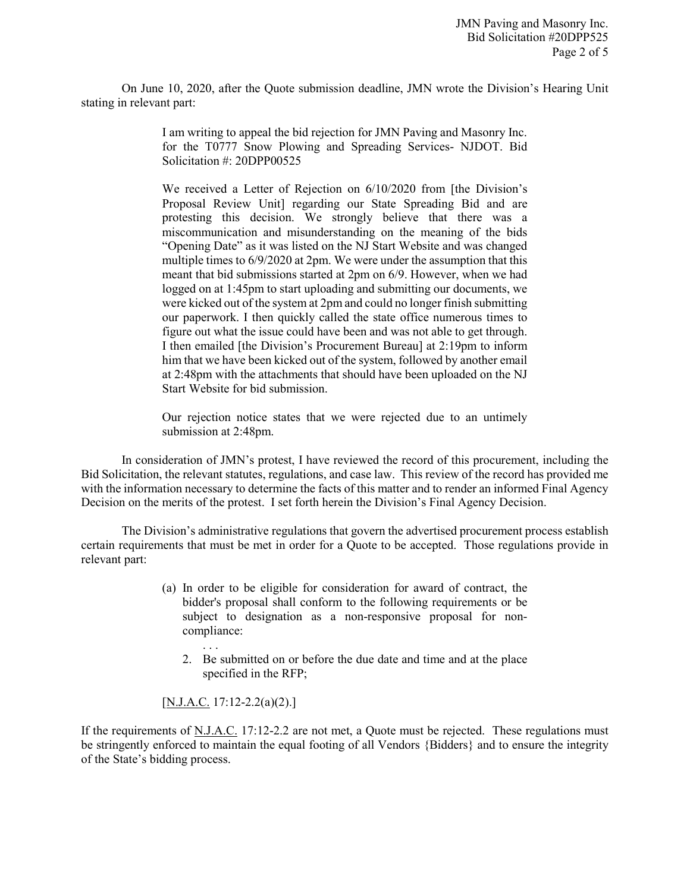On June 10, 2020, after the Quote submission deadline, JMN wrote the Division's Hearing Unit stating in relevant part:

> I am writing to appeal the bid rejection for JMN Paving and Masonry Inc. for the T0777 Snow Plowing and Spreading Services- NJDOT. Bid Solicitation #: 20DPP00525
>
> We received a Letter of Rejection on 6/10/2020 from [the Division's Proposal Review Unit] regarding our State Spreading Bid and are protesting this decision. We strongly believe that there was a miscommunication and misunderstanding on the meaning of the bids "Opening Date" as it was listed on the NJ Start Website and was changed multiple times to 6/9/2020 at 2pm. We were under the assumption that this meant that bid submissions started at 2pm on 6/9. However, when we had logged on at 1:45pm to start uploading and submitting our documents, we were kicked out of the system at 2pm and could no longer finish submitting our paperwork. I then quickly called the state office numerous times to figure out what the issue could have been and was not able to get through. I then emailed [the Division's Procurement Bureau] at 2:19pm to inform him that we have been kicked out of the system, followed by another email at 2:48pm with the attachments that should have been uploaded on the NJ Start Website for bid submission.
>
> Our rejection notice states that we were rejected due to an untimely submission at 2:48pm.

In consideration of JMN's protest, I have reviewed the record of this procurement, including the Bid Solicitation, the relevant statutes, regulations, and case law. This review of the record has provided me with the information necessary to determine the facts of this matter and to render an informed Final Agency Decision on the merits of the protest. I set forth herein the Division's Final Agency Decision.

The Division's administrative regulations that govern the advertised procurement process establish certain requirements that must be met in order for a Quote to be accepted. Those regulations provide in relevant part:

> (a) In order to be eligible for consideration for award of contract, the bidder's proposal shall conform to the following requirements or be subject to designation as a non-responsive proposal for non-compliance:
>
> . . .
>
> 2. Be submitted on or before the due date and time and at the place specified in the RFP;
>
> [N.J.A.C. 17:12-2.2(a)(2).]

If the requirements of N.J.A.C. 17:12-2.2 are not met, a Quote must be rejected. These regulations must be stringently enforced to maintain the equal footing of all Vendors {Bidders} and to ensure the integrity of the State's bidding process.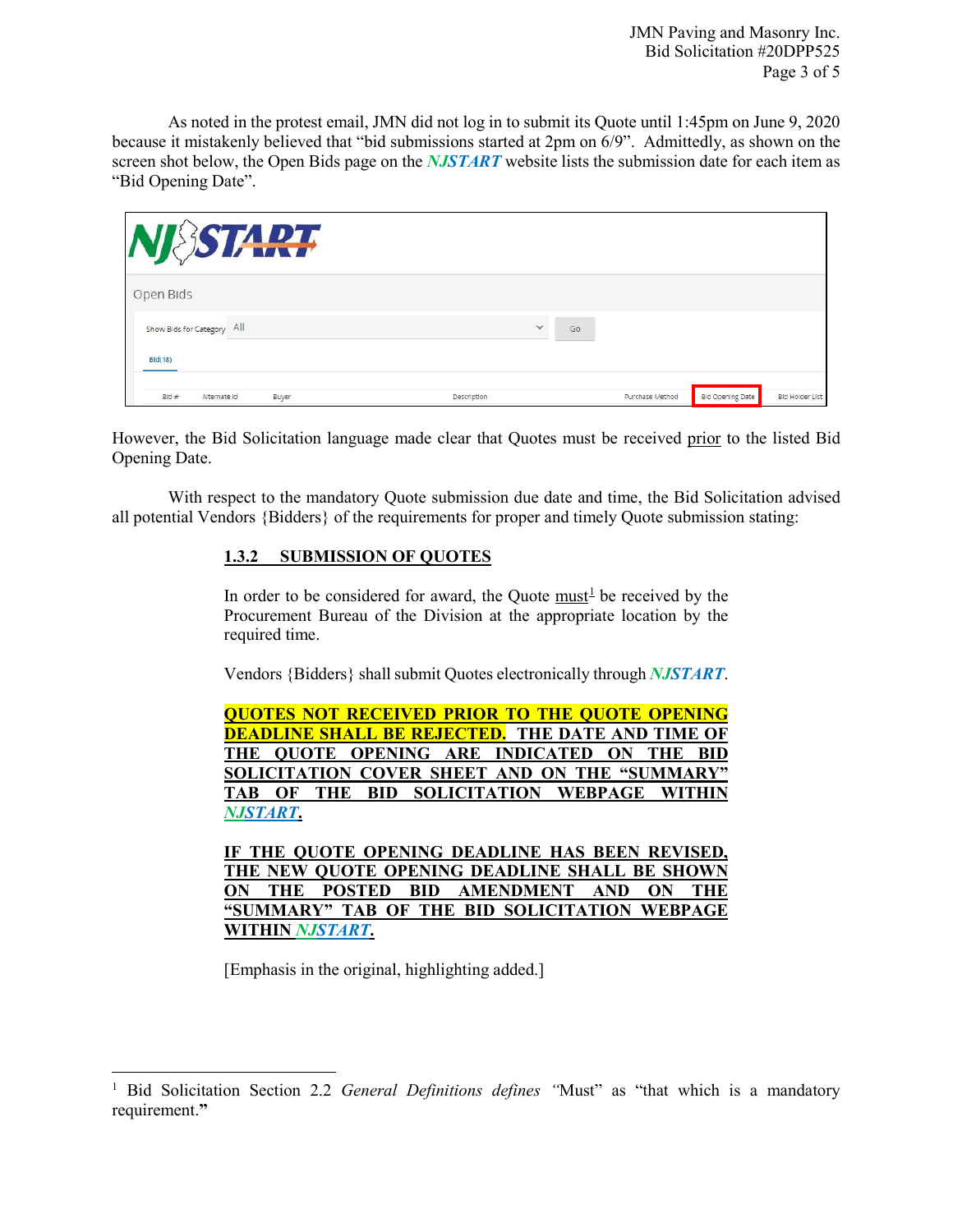As noted in the protest email, JMN did not log in to submit its Quote until 1:45pm on June 9, 2020 because it mistakenly believed that "bid submissions started at 2pm on 6/9". Admittedly, as shown on the screen shot below, the Open Bids page on the ***NJSTART*** website lists the submission date for each item as "Bid Opening Date".

However, the Bid Solicitation language made clear that Quotes must be received prior to the listed Bid Opening Date.

With respect to the mandatory Quote submission due date and time, the Bid Solicitation advised all potential Vendors {Bidders} of the requirements for proper and timely Quote submission stating:

> **1.3.2 SUBMISSION OF QUOTES**
>
> In order to be considered for award, the Quote must[1] be received by the Procurement Bureau of the Division at the appropriate location by the required time.
>
> Vendors {Bidders} shall submit Quotes electronically through ***NJSTART***.
>
> **QUOTES NOT RECEIVED PRIOR TO THE QUOTE OPENING DEADLINE SHALL BE REJECTED. THE DATE AND TIME OF THE QUOTE OPENING ARE INDICATED ON THE BID SOLICITATION COVER SHEET AND ON THE "SUMMARY" TAB OF THE BID SOLICITATION WEBPAGE WITHIN *NJSTART*.**
>
> **IF THE QUOTE OPENING DEADLINE HAS BEEN REVISED, THE NEW QUOTE OPENING DEADLINE SHALL BE SHOWN ON THE POSTED BID AMENDMENT AND ON THE "SUMMARY" TAB OF THE BID SOLICITATION WEBPAGE WITHIN *NJSTART*.**
>
> [Emphasis in the original, highlighting added.]

---

[1] Bid Solicitation Section 2.2 *General Definitions defines "*Must" as "that which is a mandatory requirement."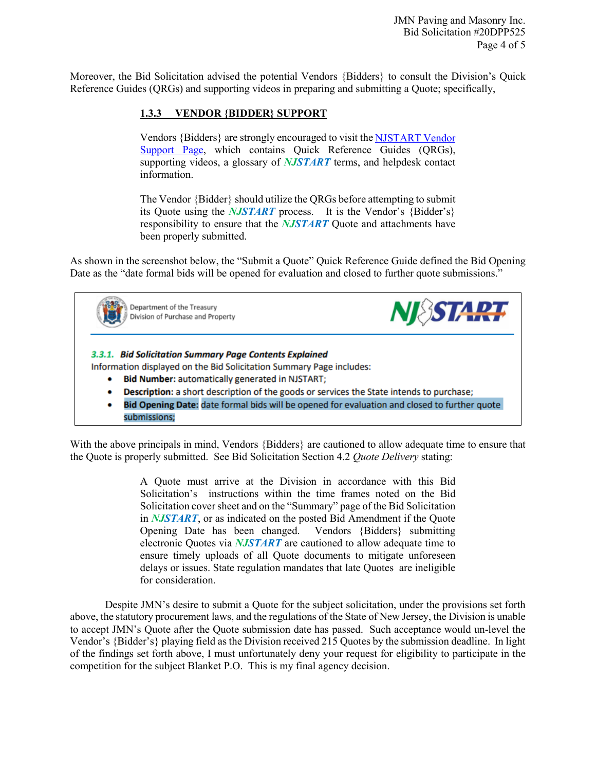Moreover, the Bid Solicitation advised the potential Vendors {Bidders} to consult the Division's Quick Reference Guides (QRGs) and supporting videos in preparing and submitting a Quote; specifically,

> **1.3.3 VENDOR {BIDDER} SUPPORT**
>
> Vendors {Bidders} are strongly encouraged to visit the NJSTART Vendor Support Page, which contains Quick Reference Guides (QRGs), supporting videos, a glossary of ***NJSTART*** terms, and helpdesk contact information.
>
> The Vendor {Bidder} should utilize the QRGs before attempting to submit its Quote using the ***NJSTART*** process. It is the Vendor's {Bidder's} responsibility to ensure that the ***NJSTART*** Quote and attachments have been properly submitted.

As shown in the screenshot below, the "Submit a Quote" Quick Reference Guide defined the Bid Opening Date as the "date formal bids will be opened for evaluation and closed to further quote submissions."

> Department of the Treasury
> Division of Purchase and Property
>
> NJSTART
>
> ***3.3.1. Bid Solicitation Summary Page Contents Explained***
>
> Information displayed on the Bid Solicitation Summary Page includes:
>
> - **Bid Number:** automatically generated in NJSTART;
> - **Description:** a short description of the goods or services the State intends to purchase;
> - **Bid Opening Date:** date formal bids will be opened for evaluation and closed to further quote submissions;

With the above principals in mind, Vendors {Bidders} are cautioned to allow adequate time to ensure that the Quote is properly submitted. See Bid Solicitation Section 4.2 *Quote Delivery* stating:

> A Quote must arrive at the Division in accordance with this Bid Solicitation's instructions within the time frames noted on the Bid Solicitation cover sheet and on the "Summary" page of the Bid Solicitation in ***NJSTART***, or as indicated on the posted Bid Amendment if the Quote Opening Date has been changed. Vendors {Bidders} submitting electronic Quotes via ***NJSTART*** are cautioned to allow adequate time to ensure timely uploads of all Quote documents to mitigate unforeseen delays or issues. State regulation mandates that late Quotes are ineligible for consideration.

Despite JMN's desire to submit a Quote for the subject solicitation, under the provisions set forth above, the statutory procurement laws, and the regulations of the State of New Jersey, the Division is unable to accept JMN's Quote after the Quote submission date has passed. Such acceptance would un-level the Vendor's {Bidder's} playing field as the Division received 215 Quotes by the submission deadline. In light of the findings set forth above, I must unfortunately deny your request for eligibility to participate in the competition for the subject Blanket P.O. This is my final agency decision.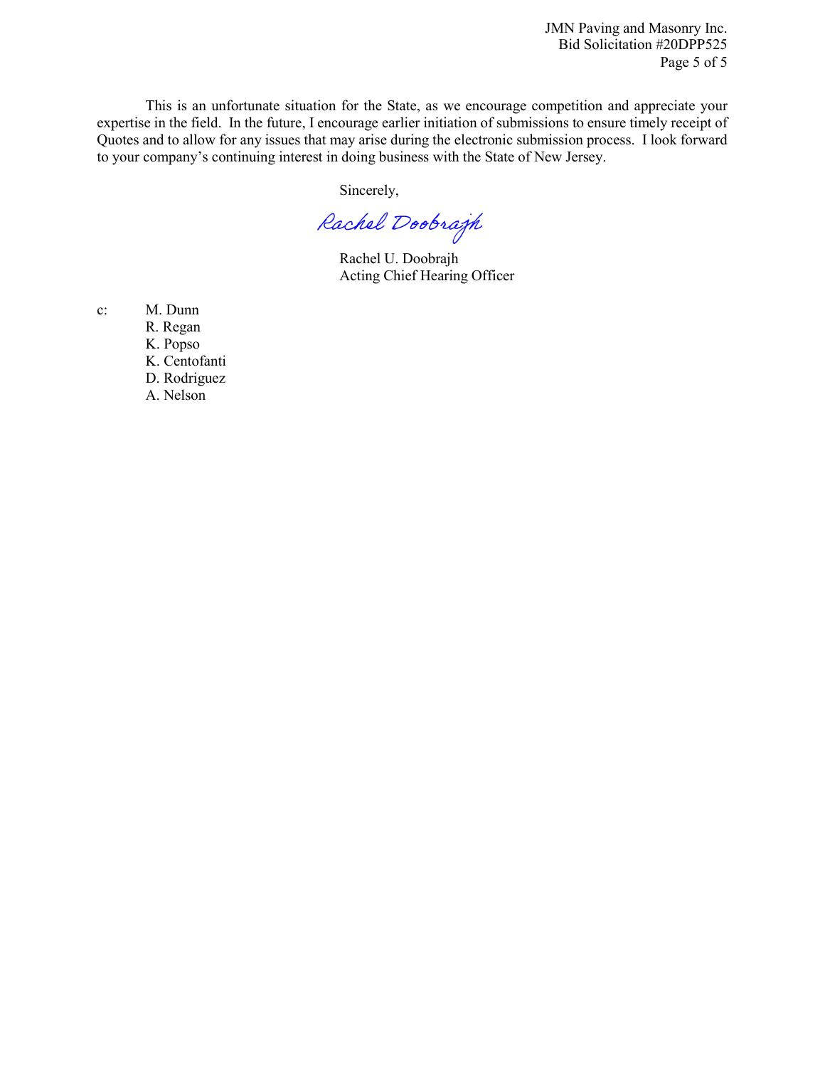This is an unfortunate situation for the State, as we encourage competition and appreciate your expertise in the field. In the future, I encourage earlier initiation of submissions to ensure timely receipt of Quotes and to allow for any issues that may arise during the electronic submission process. I look forward to your company's continuing interest in doing business with the State of New Jersey.

Sincerely,

Rachel Doobrajh

Rachel U. Doobrajh
Acting Chief Hearing Officer

c: M. Dunn
R. Regan
K. Popso
K. Centofanti
D. Rodriguez
A. Nelson